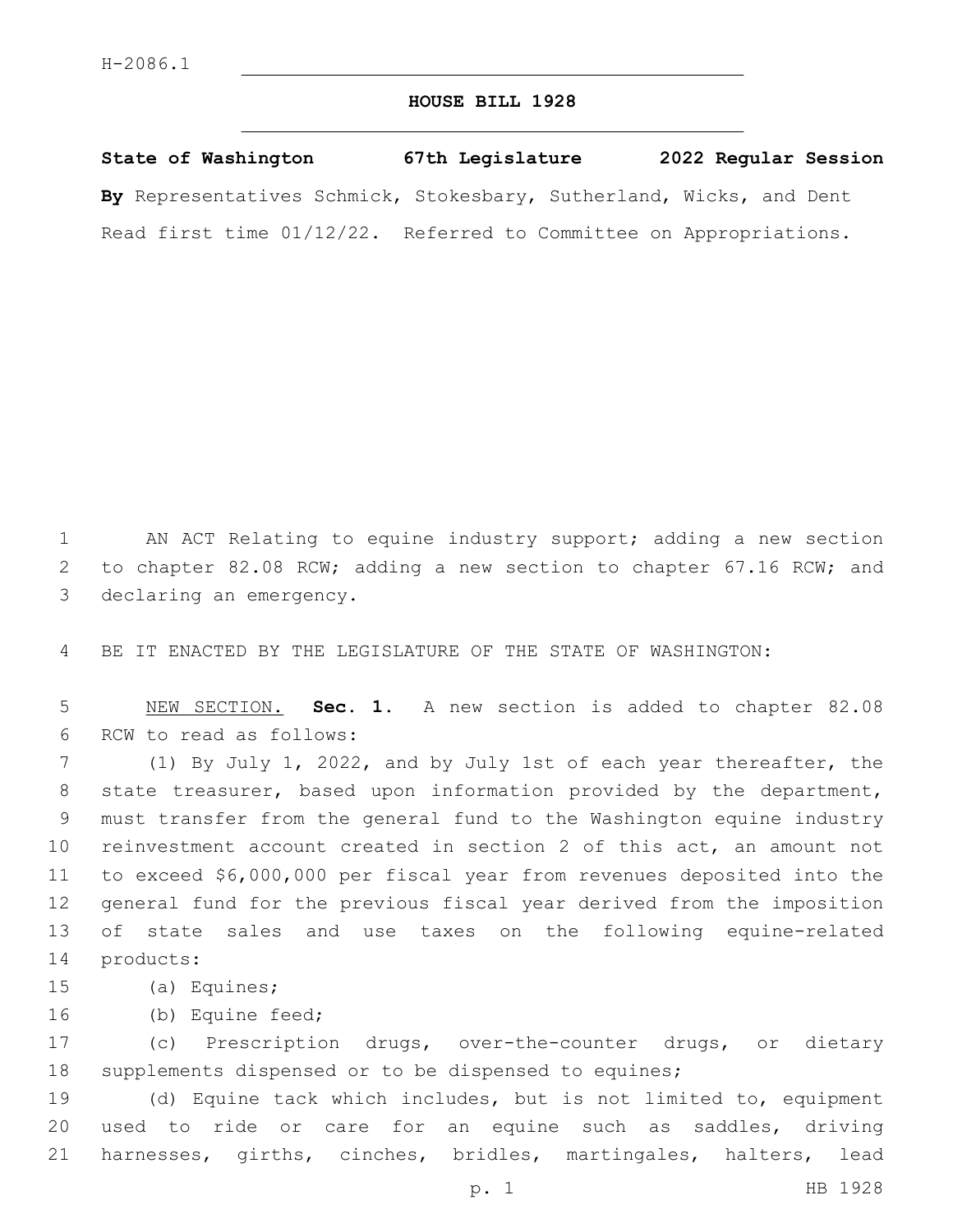H-2086.1

# HOUSE BILL 1928

**State of Washington 67th Legislature 2022 Regular Session**

**By** Representatives Schmick, Stokesbary, Sutherland, Wicks, and Dent

Read first time 01/12/22. Referred to Committee on Appropriations.

AN ACT Relating to equine industry support; adding a new section to chapter 82.08 RCW; adding a new section to chapter 67.16 RCW; and declaring an emergency.

BE IT ENACTED BY THE LEGISLATURE OF THE STATE OF WASHINGTON:

NEW SECTION. **Sec. 1.** A new section is added to chapter 82.08 RCW to read as follows:

(1) By July 1, 2022, and by July 1st of each year thereafter, the state treasurer, based upon information provided by the department, must transfer from the general fund to the Washington equine industry reinvestment account created in section 2 of this act, an amount not to exceed $6,000,000 per fiscal year from revenues deposited into the general fund for the previous fiscal year derived from the imposition of state sales and use taxes on the following equine-related products:

(a) Equines;

(b) Equine feed;

(c) Prescription drugs, over-the-counter drugs, or dietary supplements dispensed or to be dispensed to equines;

(d) Equine tack which includes, but is not limited to, equipment used to ride or care for an equine such as saddles, driving harnesses, girths, cinches, bridles, martingales, halters, lead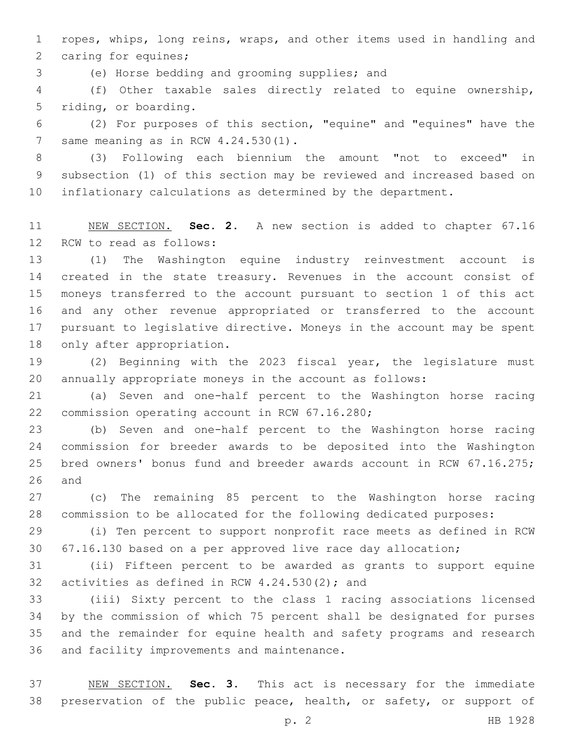ropes, whips, long reins, wraps, and other items used in handling and caring for equines;

(e) Horse bedding and grooming supplies; and

(f) Other taxable sales directly related to equine ownership, riding, or boarding.

(2) For purposes of this section, "equine" and "equines" have the same meaning as in RCW 4.24.530(1).

(3) Following each biennium the amount "not to exceed" in subsection (1) of this section may be reviewed and increased based on inflationary calculations as determined by the department.

NEW SECTION. **Sec. 2.** A new section is added to chapter 67.16 RCW to read as follows:

(1) The Washington equine industry reinvestment account is created in the state treasury. Revenues in the account consist of moneys transferred to the account pursuant to section 1 of this act and any other revenue appropriated or transferred to the account pursuant to legislative directive. Moneys in the account may be spent only after appropriation.

(2) Beginning with the 2023 fiscal year, the legislature must annually appropriate moneys in the account as follows:

(a) Seven and one-half percent to the Washington horse racing commission operating account in RCW 67.16.280;

(b) Seven and one-half percent to the Washington horse racing commission for breeder awards to be deposited into the Washington bred owners' bonus fund and breeder awards account in RCW 67.16.275; and

(c) The remaining 85 percent to the Washington horse racing commission to be allocated for the following dedicated purposes:

(i) Ten percent to support nonprofit race meets as defined in RCW 67.16.130 based on a per approved live race day allocation;

(ii) Fifteen percent to be awarded as grants to support equine activities as defined in RCW 4.24.530(2); and

(iii) Sixty percent to the class 1 racing associations licensed by the commission of which 75 percent shall be designated for purses and the remainder for equine health and safety programs and research and facility improvements and maintenance.

NEW SECTION. **Sec. 3.** This act is necessary for the immediate preservation of the public peace, health, or safety, or support of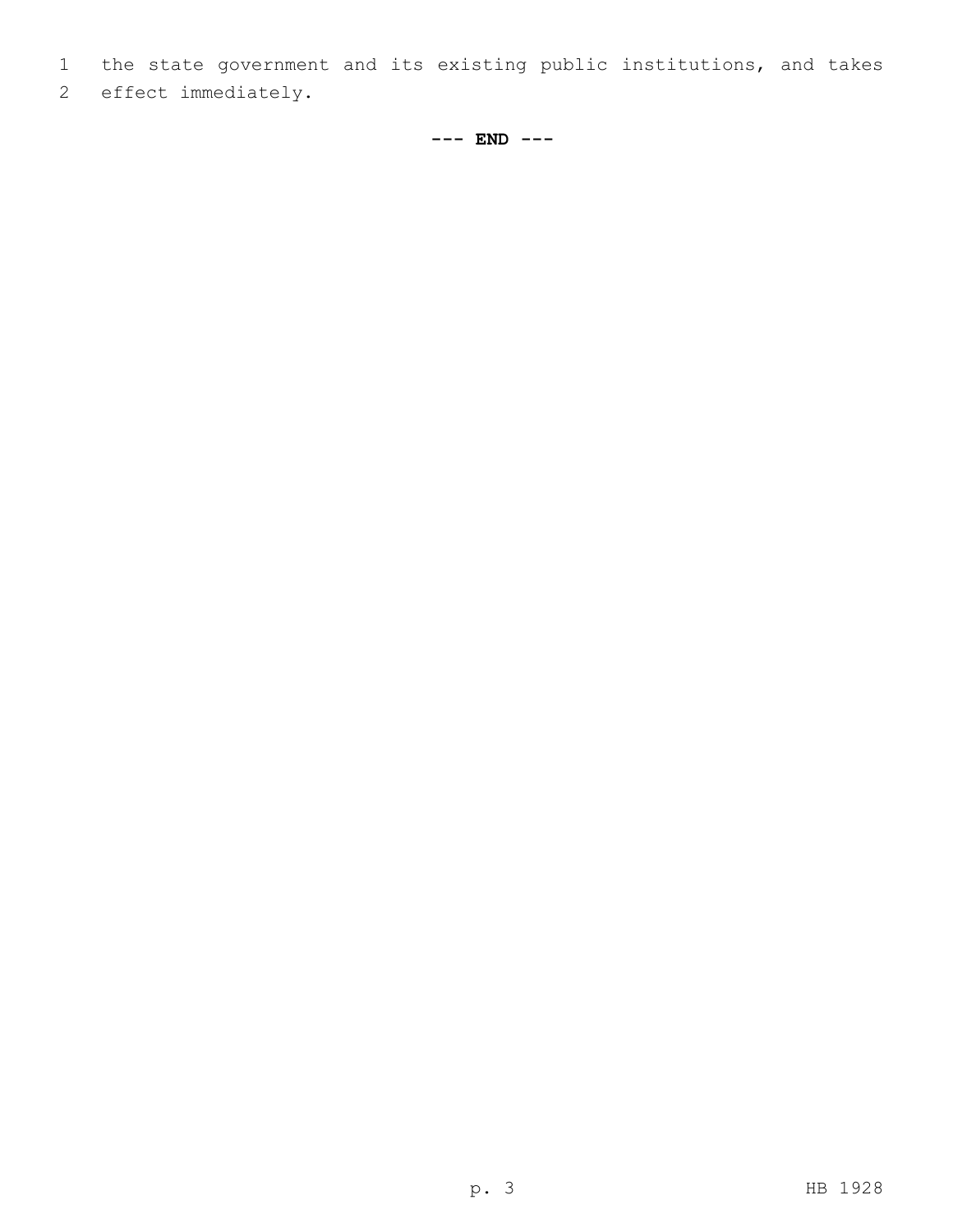the state government and its existing public institutions, and takes effect immediately.

**--- END ---**